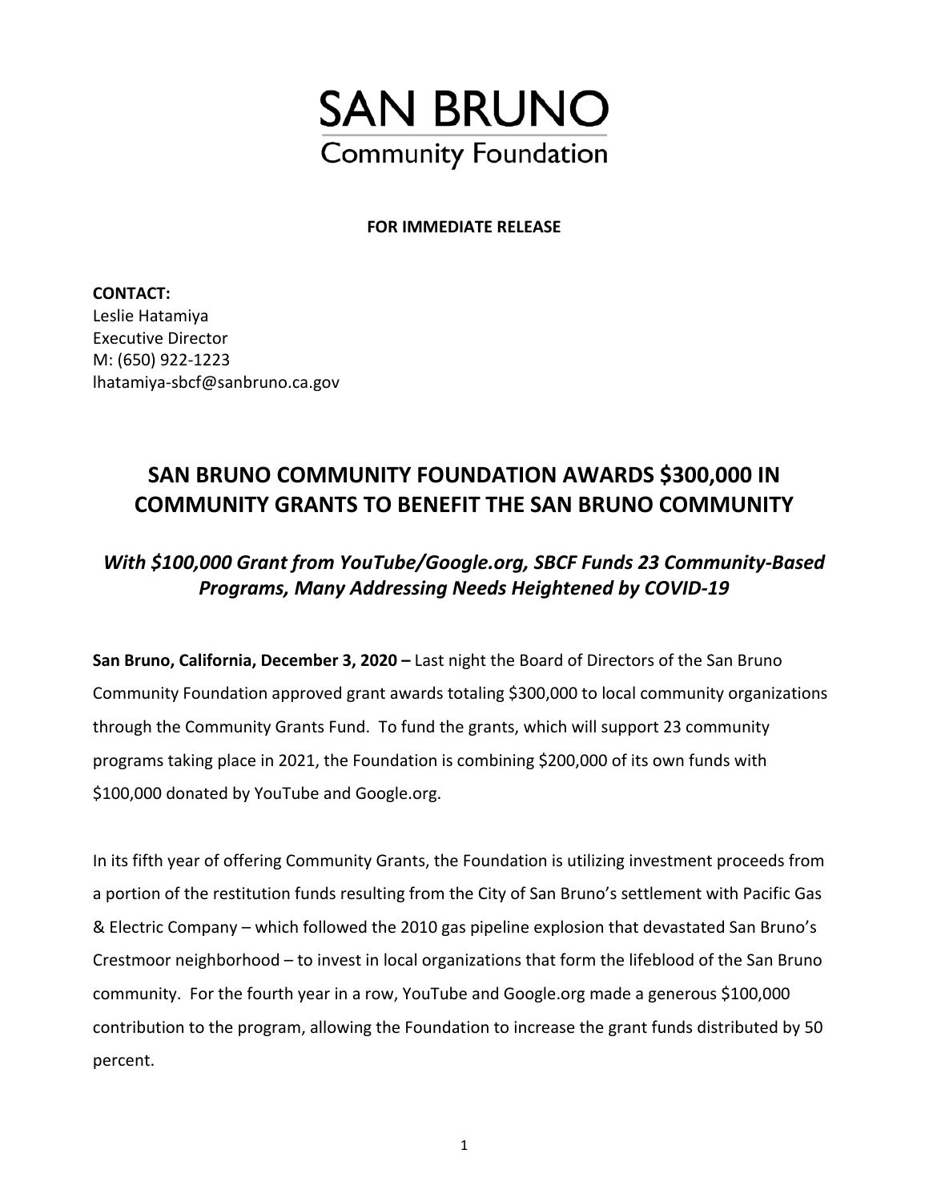# SAN BRUNO
Community Foundation

**FOR IMMEDIATE RELEASE**

**CONTACT:**
Leslie Hatamiya
Executive Director
M: (650) 922-1223
lhatamiya-sbcf@sanbruno.ca.gov

## SAN BRUNO COMMUNITY FOUNDATION AWARDS $300,000 IN COMMUNITY GRANTS TO BENEFIT THE SAN BRUNO COMMUNITY

### *With $100,000 Grant from YouTube/Google.org, SBCF Funds 23 Community-Based Programs, Many Addressing Needs Heightened by COVID-19*

**San Bruno, California, December 3, 2020 –** Last night the Board of Directors of the San Bruno Community Foundation approved grant awards totaling $300,000 to local community organizations through the Community Grants Fund. To fund the grants, which will support 23 community programs taking place in 2021, the Foundation is combining $200,000 of its own funds with $100,000 donated by YouTube and Google.org.

In its fifth year of offering Community Grants, the Foundation is utilizing investment proceeds from a portion of the restitution funds resulting from the City of San Bruno's settlement with Pacific Gas & Electric Company – which followed the 2010 gas pipeline explosion that devastated San Bruno's Crestmoor neighborhood – to invest in local organizations that form the lifeblood of the San Bruno community. For the fourth year in a row, YouTube and Google.org made a generous $100,000 contribution to the program, allowing the Foundation to increase the grant funds distributed by 50 percent.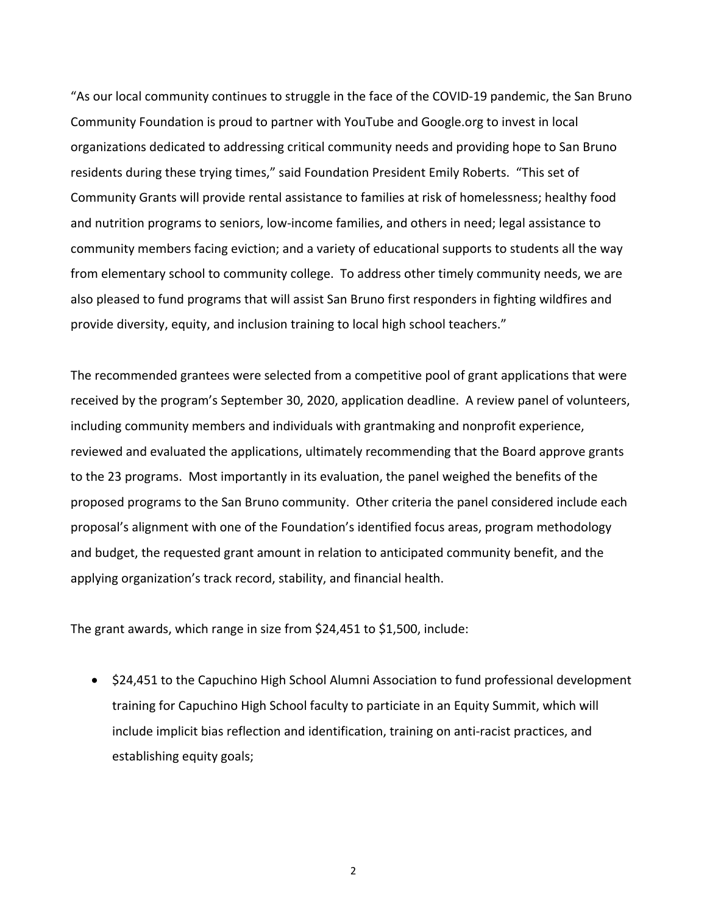"As our local community continues to struggle in the face of the COVID-19 pandemic, the San Bruno Community Foundation is proud to partner with YouTube and Google.org to invest in local organizations dedicated to addressing critical community needs and providing hope to San Bruno residents during these trying times," said Foundation President Emily Roberts. "This set of Community Grants will provide rental assistance to families at risk of homelessness; healthy food and nutrition programs to seniors, low-income families, and others in need; legal assistance to community members facing eviction; and a variety of educational supports to students all the way from elementary school to community college. To address other timely community needs, we are also pleased to fund programs that will assist San Bruno first responders in fighting wildfires and provide diversity, equity, and inclusion training to local high school teachers."

The recommended grantees were selected from a competitive pool of grant applications that were received by the program's September 30, 2020, application deadline. A review panel of volunteers, including community members and individuals with grantmaking and nonprofit experience, reviewed and evaluated the applications, ultimately recommending that the Board approve grants to the 23 programs. Most importantly in its evaluation, the panel weighed the benefits of the proposed programs to the San Bruno community. Other criteria the panel considered include each proposal's alignment with one of the Foundation's identified focus areas, program methodology and budget, the requested grant amount in relation to anticipated community benefit, and the applying organization's track record, stability, and financial health.

The grant awards, which range in size from $24,451 to $1,500, include:

- $24,451 to the Capuchino High School Alumni Association to fund professional development training for Capuchino High School faculty to particiate in an Equity Summit, which will include implicit bias reflection and identification, training on anti-racist practices, and establishing equity goals;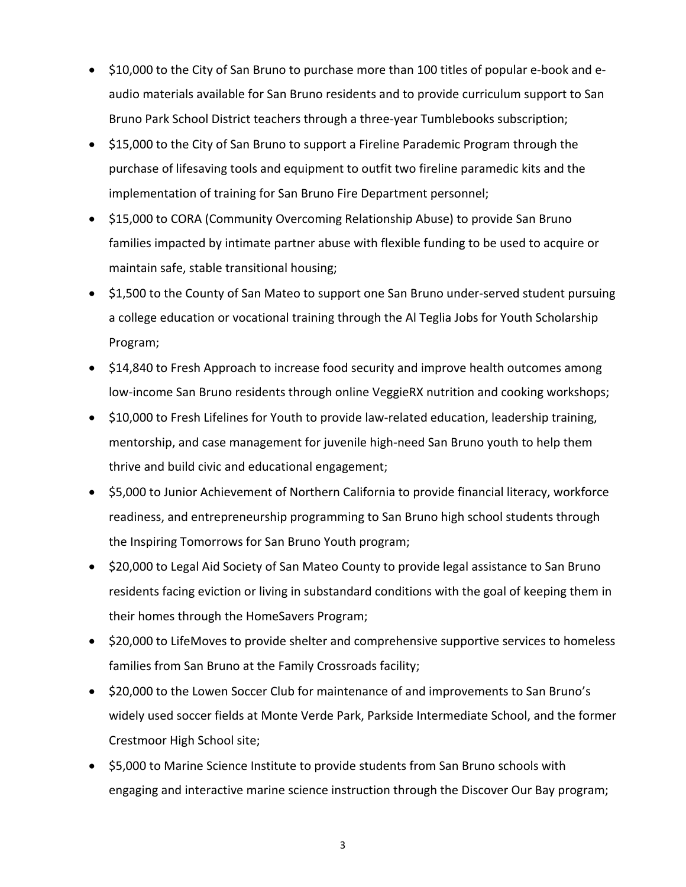- $10,000 to the City of San Bruno to purchase more than 100 titles of popular e-book and e-audio materials available for San Bruno residents and to provide curriculum support to San Bruno Park School District teachers through a three-year Tumblebooks subscription;
- $15,000 to the City of San Bruno to support a Fireline Parademic Program through the purchase of lifesaving tools and equipment to outfit two fireline paramedic kits and the implementation of training for San Bruno Fire Department personnel;
- $15,000 to CORA (Community Overcoming Relationship Abuse) to provide San Bruno families impacted by intimate partner abuse with flexible funding to be used to acquire or maintain safe, stable transitional housing;
- $1,500 to the County of San Mateo to support one San Bruno under-served student pursuing a college education or vocational training through the Al Teglia Jobs for Youth Scholarship Program;
- $14,840 to Fresh Approach to increase food security and improve health outcomes among low-income San Bruno residents through online VeggieRX nutrition and cooking workshops;
- $10,000 to Fresh Lifelines for Youth to provide law-related education, leadership training, mentorship, and case management for juvenile high-need San Bruno youth to help them thrive and build civic and educational engagement;
- $5,000 to Junior Achievement of Northern California to provide financial literacy, workforce readiness, and entrepreneurship programming to San Bruno high school students through the Inspiring Tomorrows for San Bruno Youth program;
- $20,000 to Legal Aid Society of San Mateo County to provide legal assistance to San Bruno residents facing eviction or living in substandard conditions with the goal of keeping them in their homes through the HomeSavers Program;
- $20,000 to LifeMoves to provide shelter and comprehensive supportive services to homeless families from San Bruno at the Family Crossroads facility;
- $20,000 to the Lowen Soccer Club for maintenance of and improvements to San Bruno's widely used soccer fields at Monte Verde Park, Parkside Intermediate School, and the former Crestmoor High School site;
- $5,000 to Marine Science Institute to provide students from San Bruno schools with engaging and interactive marine science instruction through the Discover Our Bay program;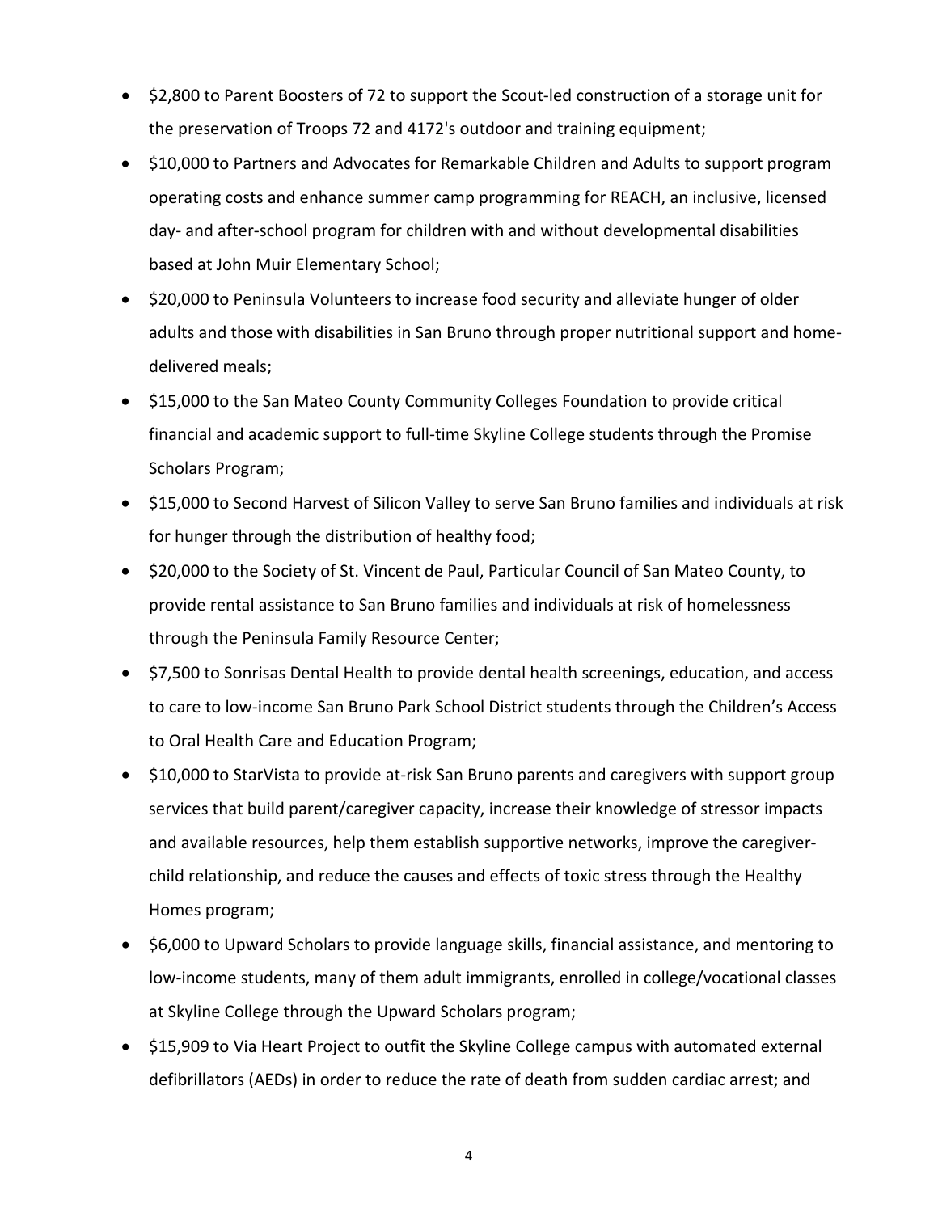- $2,800 to Parent Boosters of 72 to support the Scout-led construction of a storage unit for the preservation of Troops 72 and 4172's outdoor and training equipment;
- $10,000 to Partners and Advocates for Remarkable Children and Adults to support program operating costs and enhance summer camp programming for REACH, an inclusive, licensed day- and after-school program for children with and without developmental disabilities based at John Muir Elementary School;
- $20,000 to Peninsula Volunteers to increase food security and alleviate hunger of older adults and those with disabilities in San Bruno through proper nutritional support and home-delivered meals;
- $15,000 to the San Mateo County Community Colleges Foundation to provide critical financial and academic support to full-time Skyline College students through the Promise Scholars Program;
- $15,000 to Second Harvest of Silicon Valley to serve San Bruno families and individuals at risk for hunger through the distribution of healthy food;
- $20,000 to the Society of St. Vincent de Paul, Particular Council of San Mateo County, to provide rental assistance to San Bruno families and individuals at risk of homelessness through the Peninsula Family Resource Center;
- $7,500 to Sonrisas Dental Health to provide dental health screenings, education, and access to care to low-income San Bruno Park School District students through the Children's Access to Oral Health Care and Education Program;
- $10,000 to StarVista to provide at-risk San Bruno parents and caregivers with support group services that build parent/caregiver capacity, increase their knowledge of stressor impacts and available resources, help them establish supportive networks, improve the caregiver-child relationship, and reduce the causes and effects of toxic stress through the Healthy Homes program;
- $6,000 to Upward Scholars to provide language skills, financial assistance, and mentoring to low-income students, many of them adult immigrants, enrolled in college/vocational classes at Skyline College through the Upward Scholars program;
- $15,909 to Via Heart Project to outfit the Skyline College campus with automated external defibrillators (AEDs) in order to reduce the rate of death from sudden cardiac arrest; and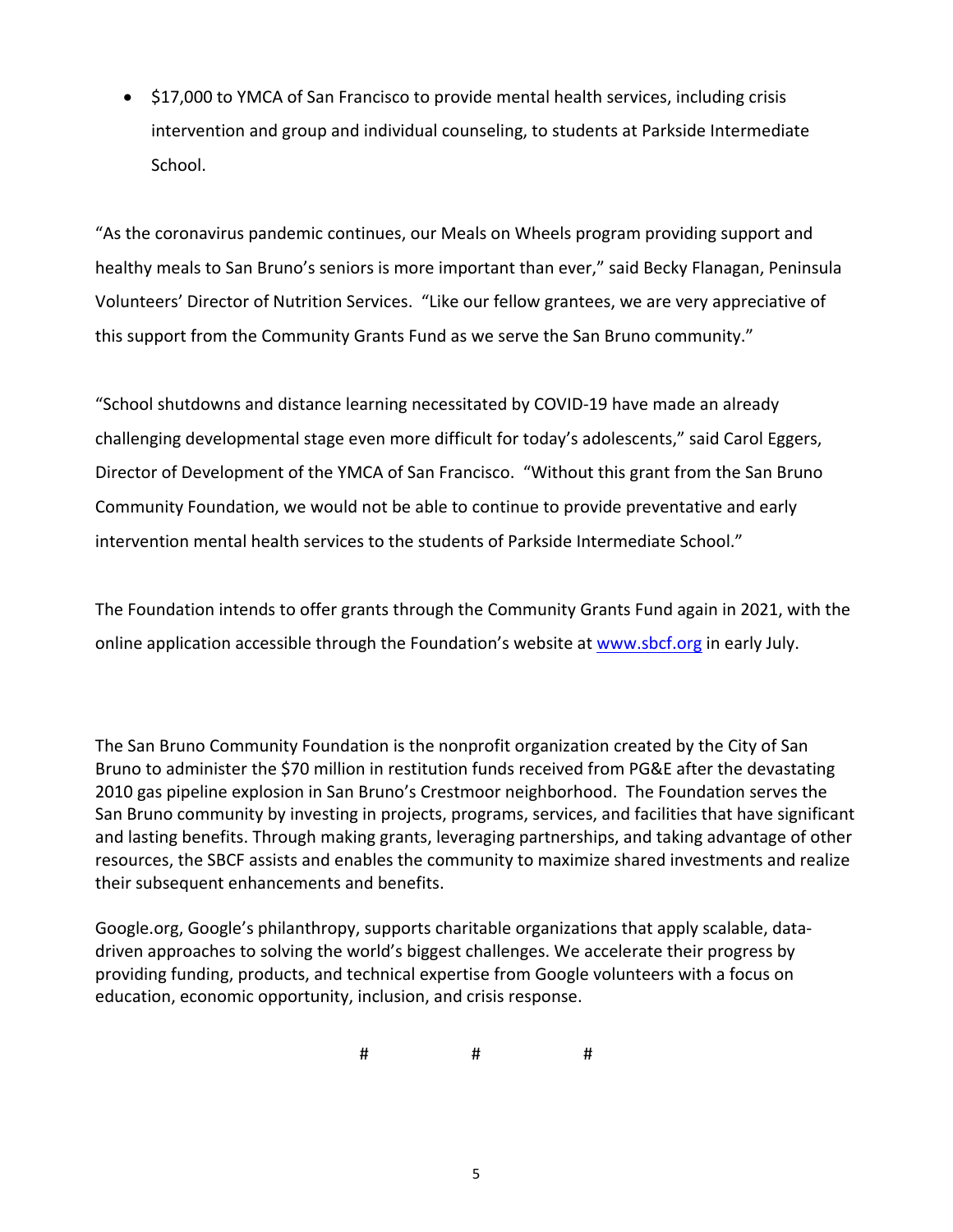- $17,000 to YMCA of San Francisco to provide mental health services, including crisis intervention and group and individual counseling, to students at Parkside Intermediate School.

"As the coronavirus pandemic continues, our Meals on Wheels program providing support and healthy meals to San Bruno's seniors is more important than ever," said Becky Flanagan, Peninsula Volunteers' Director of Nutrition Services. "Like our fellow grantees, we are very appreciative of this support from the Community Grants Fund as we serve the San Bruno community."

"School shutdowns and distance learning necessitated by COVID-19 have made an already challenging developmental stage even more difficult for today's adolescents," said Carol Eggers, Director of Development of the YMCA of San Francisco. "Without this grant from the San Bruno Community Foundation, we would not be able to continue to provide preventative and early intervention mental health services to the students of Parkside Intermediate School."

The Foundation intends to offer grants through the Community Grants Fund again in 2021, with the online application accessible through the Foundation's website at [www.sbcf.org](http://www.sbcf.org) in early July.

The San Bruno Community Foundation is the nonprofit organization created by the City of San Bruno to administer the $70 million in restitution funds received from PG&E after the devastating 2010 gas pipeline explosion in San Bruno's Crestmoor neighborhood. The Foundation serves the San Bruno community by investing in projects, programs, services, and facilities that have significant and lasting benefits. Through making grants, leveraging partnerships, and taking advantage of other resources, the SBCF assists and enables the community to maximize shared investments and realize their subsequent enhancements and benefits.

Google.org, Google's philanthropy, supports charitable organizations that apply scalable, data-driven approaches to solving the world's biggest challenges. We accelerate their progress by providing funding, products, and technical expertise from Google volunteers with a focus on education, economic opportunity, inclusion, and crisis response.

# # #